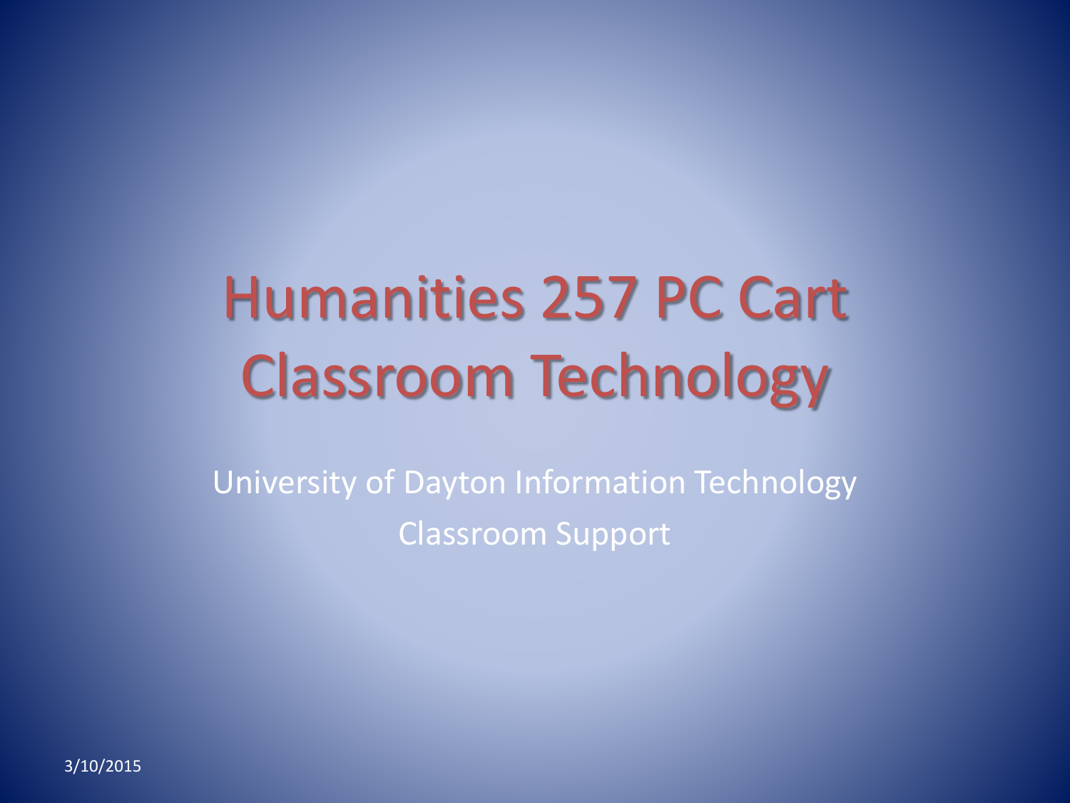# Humanities 257 PC Cart Classroom Technology

University of Dayton Information Technology

Classroom Support

3/10/2015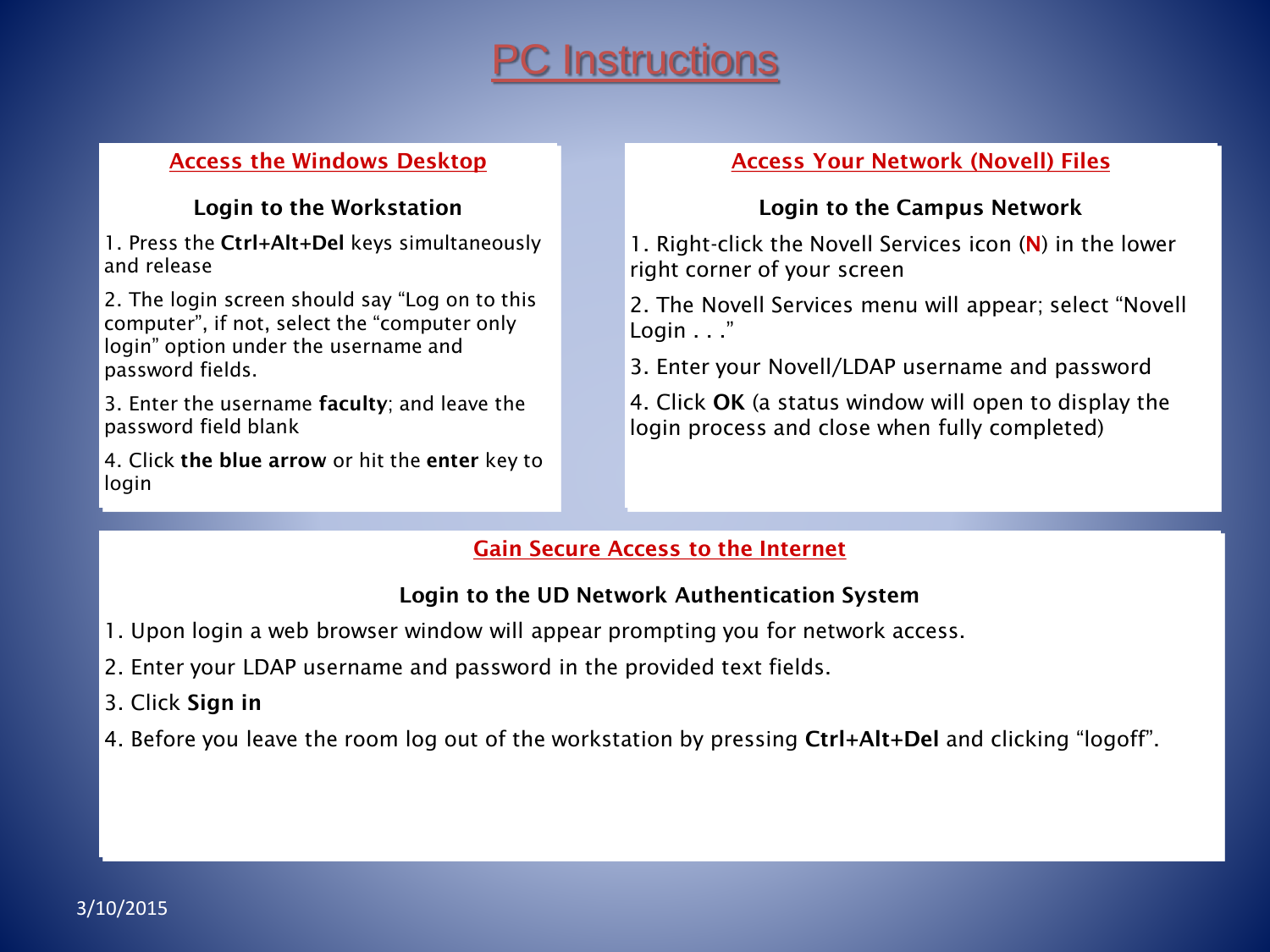# PC Instructions

## Access the Windows Desktop

### Login to the Workstation

1. Press the **Ctrl+Alt+Del** keys simultaneously and release
2. The login screen should say "Log on to this computer", if not, select the "computer only login" option under the username and password fields.
3. Enter the username **faculty**; and leave the password field blank
4. Click **the blue arrow** or hit the **enter** key to login

## Access Your Network (Novell) Files

### Login to the Campus Network

1. Right-click the Novell Services icon (**N**) in the lower right corner of your screen
2. The Novell Services menu will appear; select "Novell Login . . ."
3. Enter your Novell/LDAP username and password
4. Click **OK** (a status window will open to display the login process and close when fully completed)

## Gain Secure Access to the Internet

### Login to the UD Network Authentication System

1. Upon login a web browser window will appear prompting you for network access.
2. Enter your LDAP username and password in the provided text fields.
3. Click **Sign in**
4. Before you leave the room log out of the workstation by pressing **Ctrl+Alt+Del** and clicking "logoff".

3/10/2015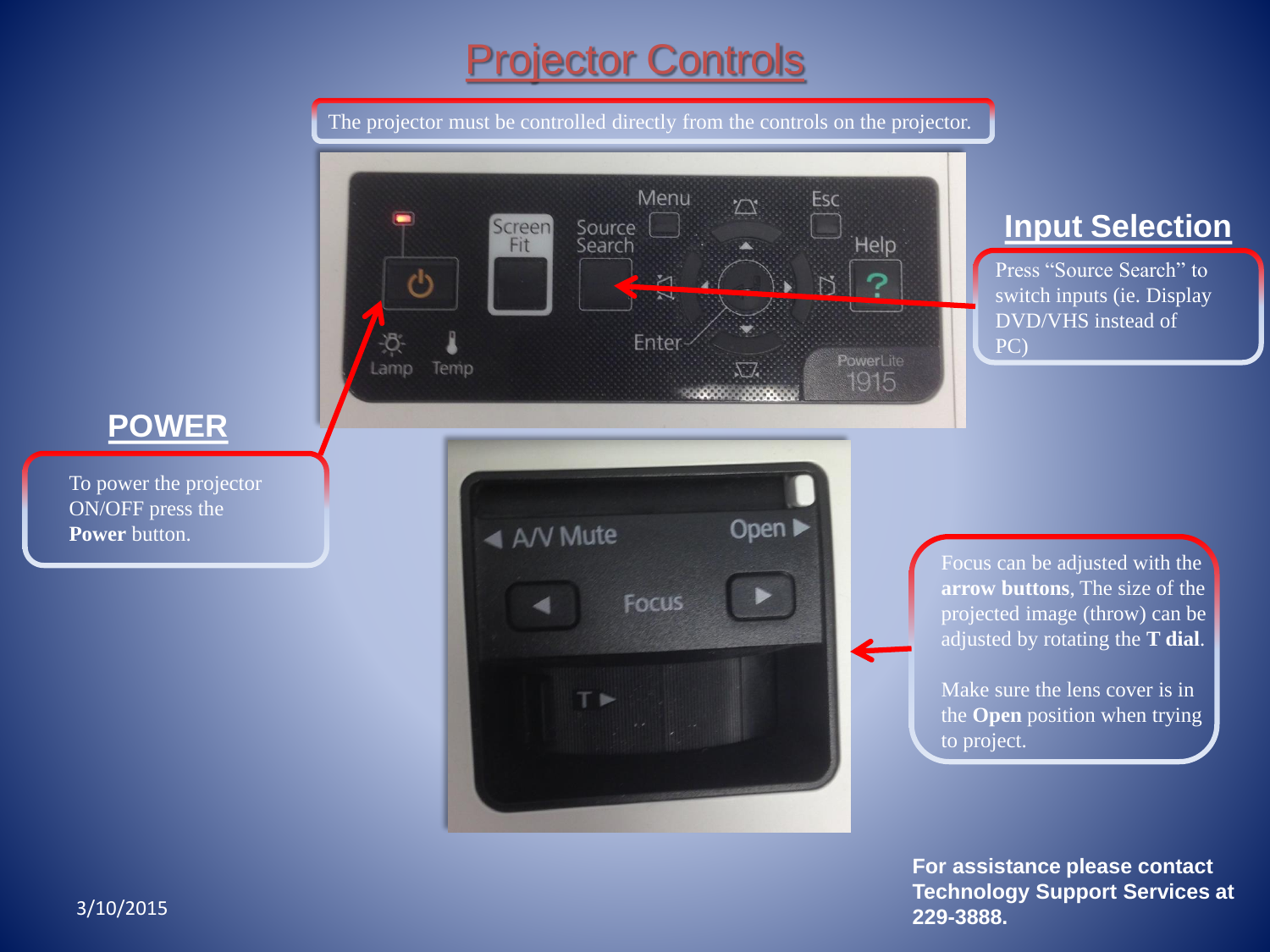# Projector Controls

The projector must be controlled directly from the controls on the projector.

## Input Selection

Press “Source Search” to switch inputs (ie. Display DVD/VHS instead of PC)

## POWER

To power the projector ON/OFF press the **Power** button.

Focus can be adjusted with the **arrow buttons**, The size of the projected image (throw) can be adjusted by rotating the **T dial**.

Make sure the lens cover is in the **Open** position when trying to project.

**For assistance please contact Technology Support Services at 229-3888.**

3/10/2015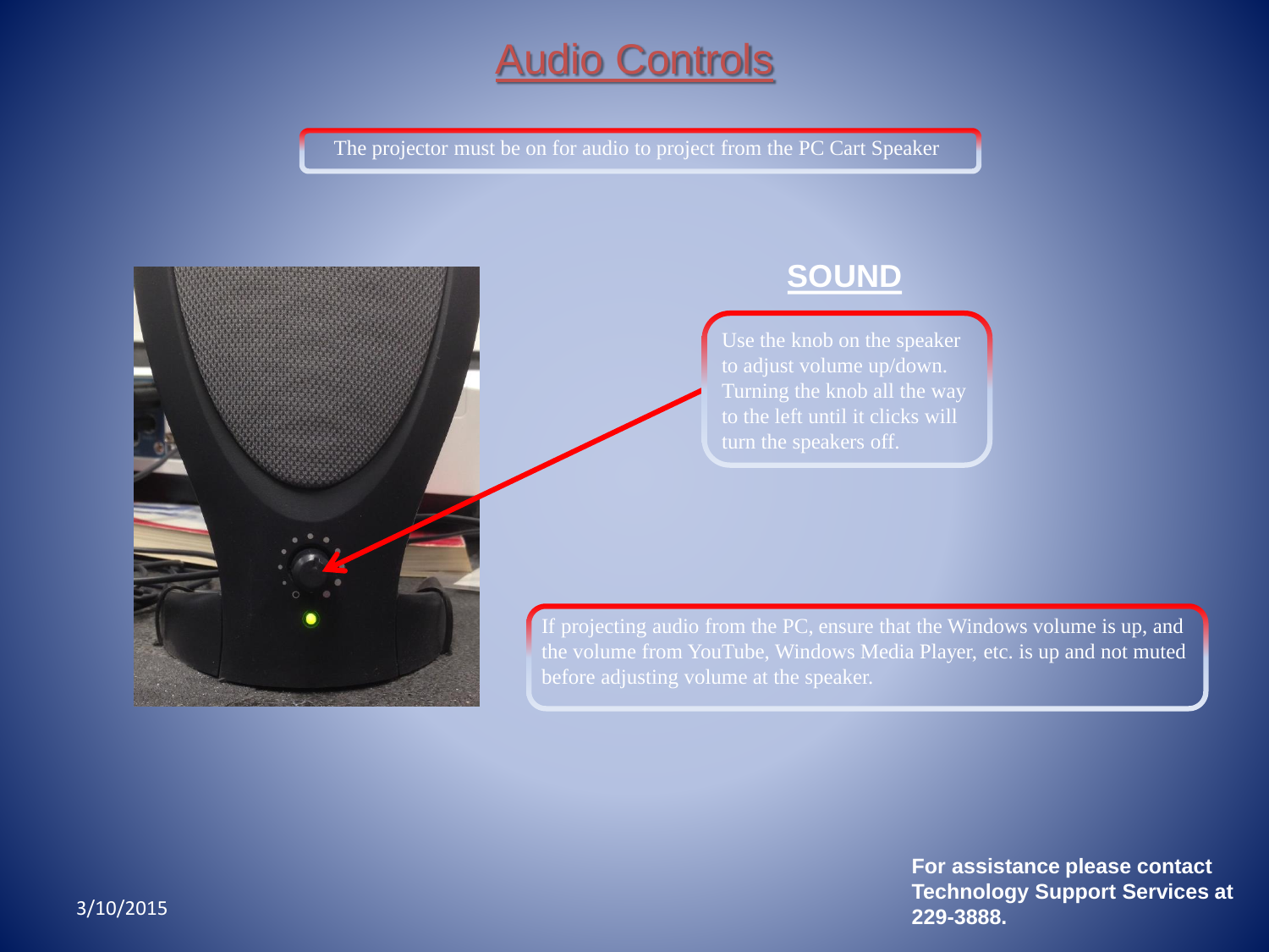# Audio Controls

The projector must be on for audio to project from the PC Cart Speaker

## SOUND

Use the knob on the speaker to adjust volume up/down. Turning the knob all the way to the left until it clicks will turn the speakers off.

If projecting audio from the PC, ensure that the Windows volume is up, and the volume from YouTube, Windows Media Player, etc. is up and not muted before adjusting volume at the speaker.

3/10/2015

**For assistance please contact Technology Support Services at 229-3888.**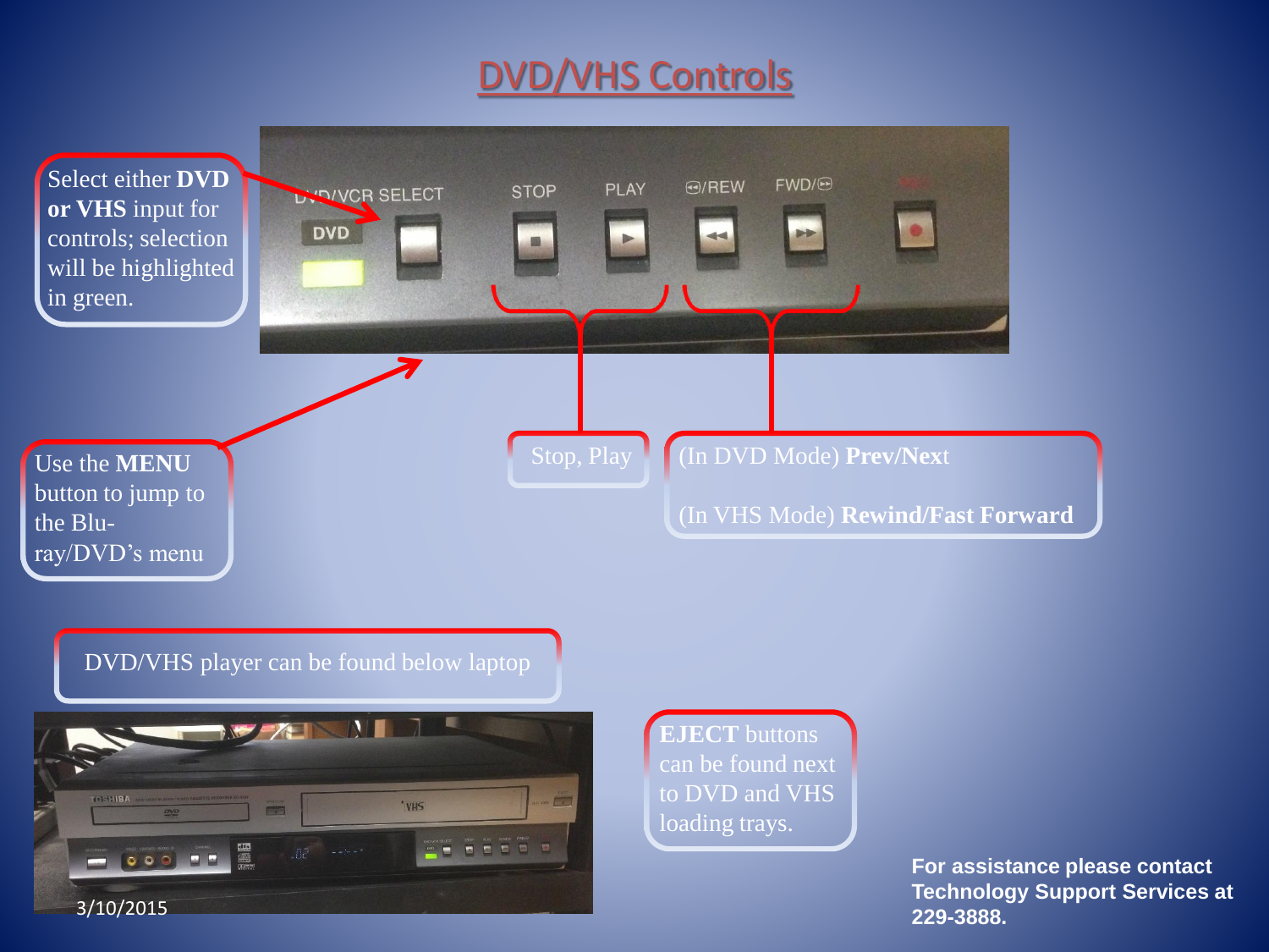# DVD/VHS Controls

Select either **DVD or VHS** input for controls; selection will be highlighted in green.

Use the **MENU** button to jump to the Blu-ray/DVD's menu

Stop, Play

(In DVD Mode) **Prev/Next**

(In VHS Mode) **Rewind/Fast Forward**

DVD/VHS player can be found below laptop

**EJECT** buttons can be found next to DVD and VHS loading trays.

**For assistance please contact Technology Support Services at 229-3888.**

3/10/2015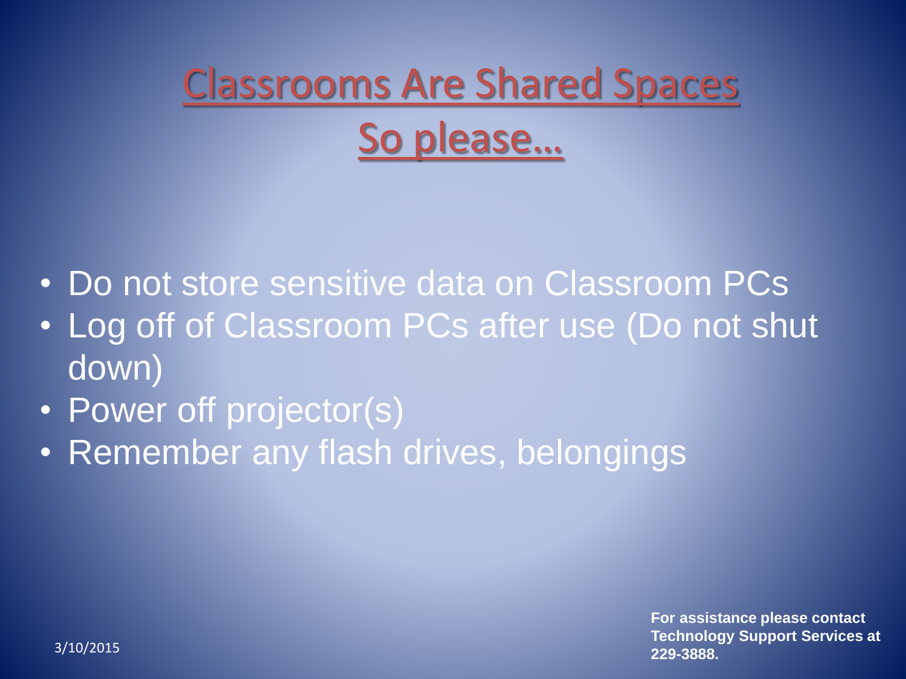# Classrooms Are Shared Spaces

# So please…

- Do not store sensitive data on Classroom PCs
- Log off of Classroom PCs after use (Do not shut down)
- Power off projector(s)
- Remember any flash drives, belongings

3/10/2015

**For assistance please contact Technology Support Services at 229-3888.**